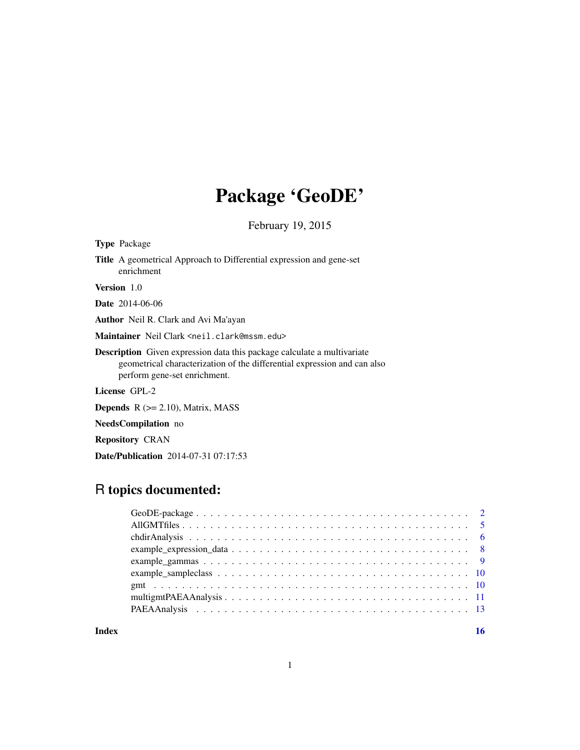# Package 'GeoDE'

February 19, 2015

**Type** Package

**Title** A geometrical Approach to Differential expression and gene-set enrichment

**Version** 1.0

**Date** 2014-06-06

**Author** Neil R. Clark and Avi Ma'ayan

**Maintainer** Neil Clark <neil.clark@mssm.edu>

**Description** Given expression data this package calculate a multivariate geometrical characterization of the differential expression and can also perform gene-set enrichment.

**License** GPL-2

**Depends** R (>= 2.10), Matrix, MASS

**NeedsCompilation** no

**Repository** CRAN

**Date/Publication** 2014-07-31 07:17:53

## R topics documented:

| Topic | Page |
| --- | --- |
| GeoDE-package | 2 |
| AllGMTfiles | 5 |
| chdirAnalysis | 6 |
| example_expression_data | 8 |
| example_gammas | 9 |
| example_sampleclass | 10 |
| gmt | 10 |
| multigmtPAEAAnalysis | 11 |
| PAEAAnalysis | 13 |
| **Index** | **16** |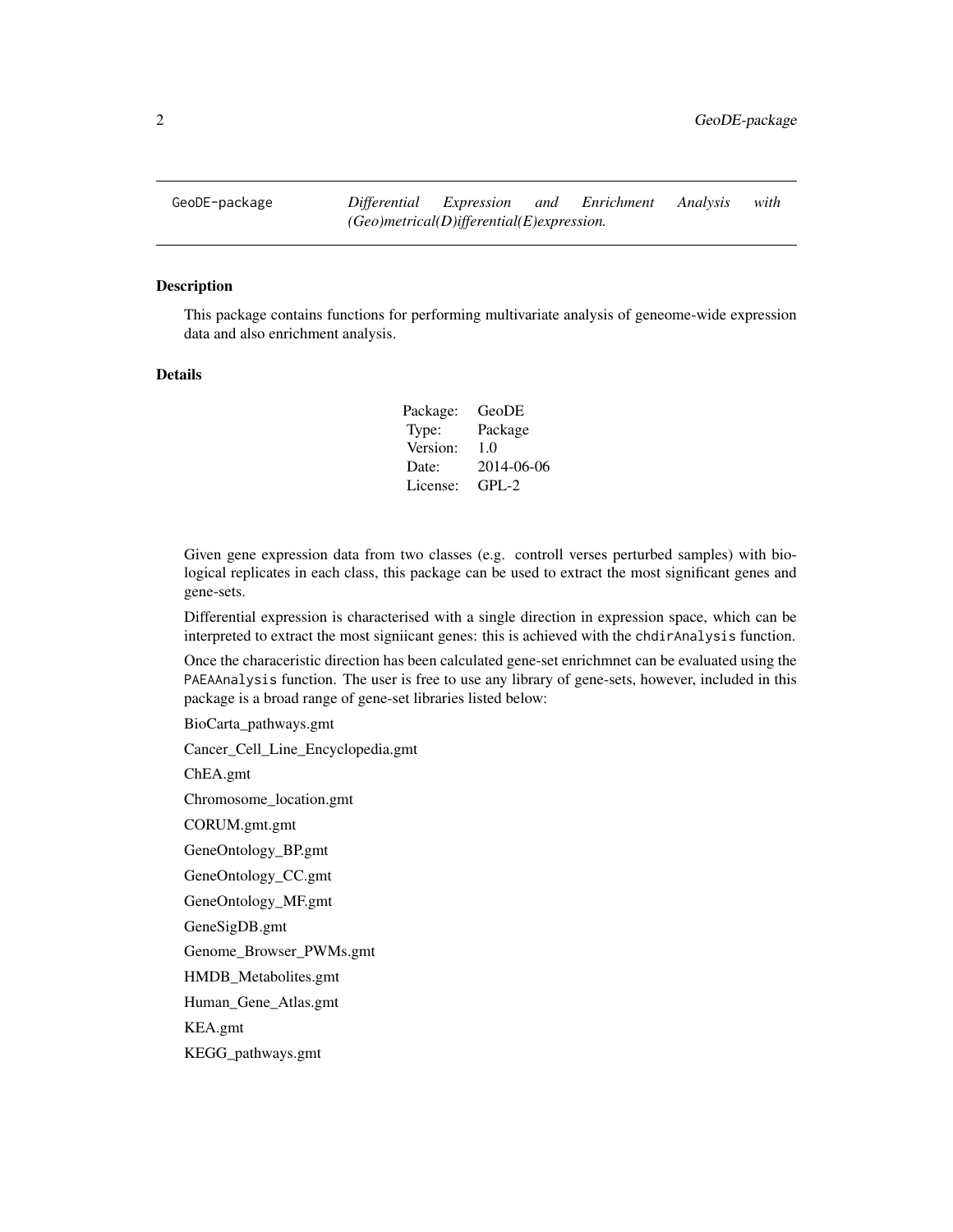GeoDE-package *Differential Expression and Enrichment Analysis with (Geo)metrical(D)ifferential(E)expression.*

### Description

This package contains functions for performing multivariate analysis of geneome-wide expression data and also enrichment analysis.

### Details

| | |
|---|---|
| Package: | GeoDE |
| Type: | Package |
| Version: | 1.0 |
| Date: | 2014-06-06 |
| License: | GPL-2 |

Given gene expression data from two classes (e.g. controll verses perturbed samples) with biological replicates in each class, this package can be used to extract the most significant genes and gene-sets.

Differential expression is characterised with a single direction in expression space, which can be interpreted to extract the most signiicant genes: this is achieved with the `chdirAnalysis` function.

Once the characeristic direction has been calculated gene-set enrichmnet can be evaluated using the `PAEAAnalysis` function. The user is free to use any library of gene-sets, however, included in this package is a broad range of gene-set libraries listed below:

BioCarta_pathways.gmt

Cancer_Cell_Line_Encyclopedia.gmt

ChEA.gmt

Chromosome_location.gmt

CORUM.gmt.gmt

GeneOntology_BP.gmt

GeneOntology_CC.gmt

GeneOntology_MF.gmt

GeneSigDB.gmt

Genome_Browser_PWMs.gmt

HMDB_Metabolites.gmt

Human_Gene_Atlas.gmt

KEA.gmt

KEGG_pathways.gmt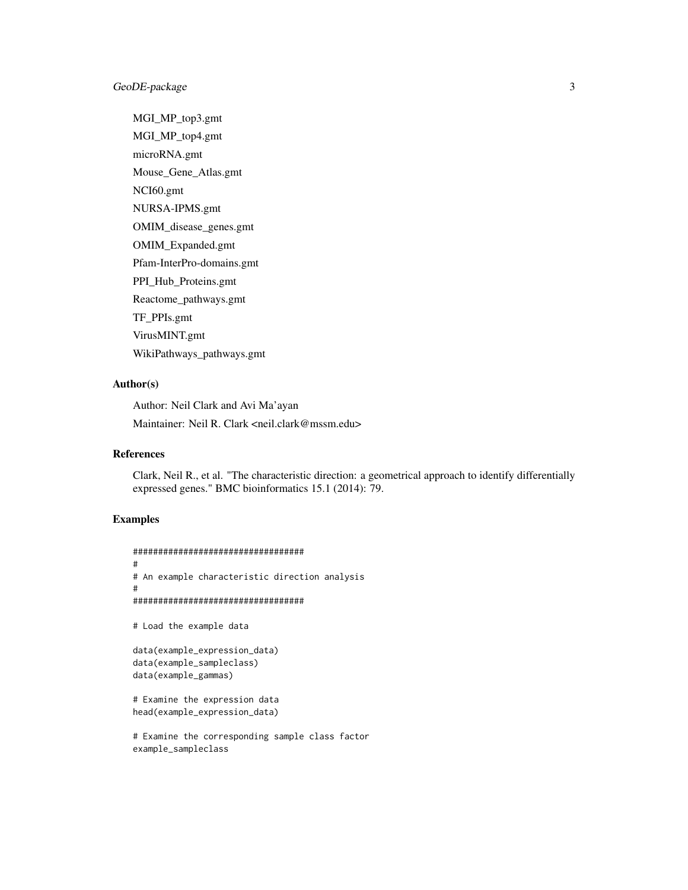MGI_MP_top3.gmt

MGI_MP_top4.gmt

microRNA.gmt

Mouse_Gene_Atlas.gmt

NCI60.gmt

NURSA-IPMS.gmt

OMIM_disease_genes.gmt

OMIM_Expanded.gmt

Pfam-InterPro-domains.gmt

PPI_Hub_Proteins.gmt

Reactome_pathways.gmt

TF_PPIs.gmt

VirusMINT.gmt

WikiPathways_pathways.gmt

## Author(s)

Author: Neil Clark and Avi Ma'ayan

Maintainer: Neil R. Clark <neil.clark@mssm.edu>

## References

Clark, Neil R., et al. "The characteristic direction: a geometrical approach to identify differentially expressed genes." BMC bioinformatics 15.1 (2014): 79.

## Examples

```
##################################
#
# An example characteristic direction analysis
#
##################################

# Load the example data

data(example_expression_data)
data(example_sampleclass)
data(example_gammas)

# Examine the expression data
head(example_expression_data)

# Examine the corresponding sample class factor
example_sampleclass
```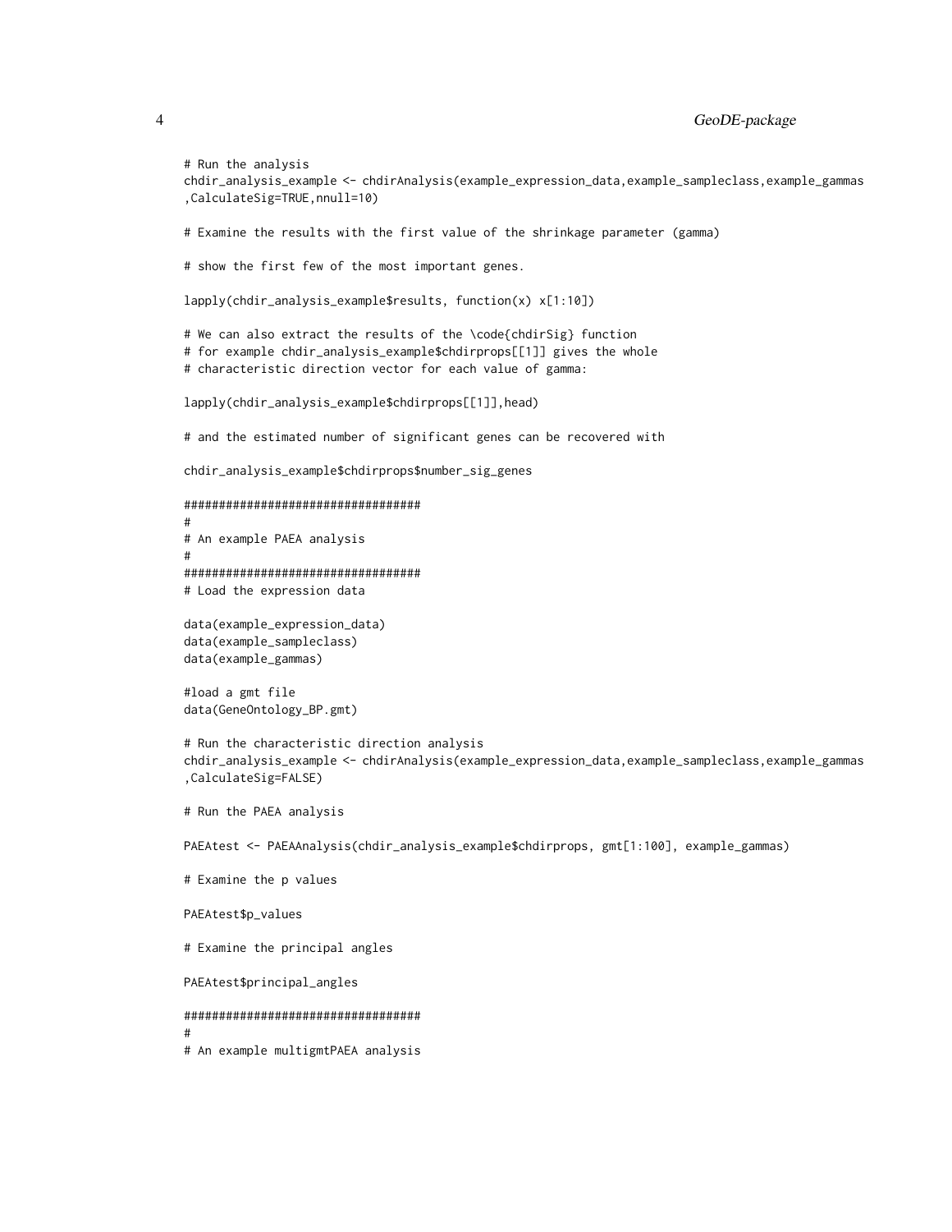```
# Run the analysis
chdir_analysis_example <- chdirAnalysis(example_expression_data,example_sampleclass,example_gammas
,CalculateSig=TRUE,nnull=10)

# Examine the results with the first value of the shrinkage parameter (gamma)

# show the first few of the most important genes.

lapply(chdir_analysis_example$results, function(x) x[1:10])

# We can also extract the results of the \code{chdirSig} function
# for example chdir_analysis_example$chdirprops[[1]] gives the whole
# characteristic direction vector for each value of gamma:

lapply(chdir_analysis_example$chdirprops[[1]],head)

# and the estimated number of significant genes can be recovered with

chdir_analysis_example$chdirprops$number_sig_genes

##################################
#
# An example PAEA analysis
#
##################################
# Load the expression data

data(example_expression_data)
data(example_sampleclass)
data(example_gammas)

#load a gmt file
data(GeneOntology_BP.gmt)

# Run the characteristic direction analysis
chdir_analysis_example <- chdirAnalysis(example_expression_data,example_sampleclass,example_gammas
,CalculateSig=FALSE)

# Run the PAEA analysis

PAEAtest <- PAEAAnalysis(chdir_analysis_example$chdirprops, gmt[1:100], example_gammas)

# Examine the p values

PAEAtest$p_values

# Examine the principal angles

PAEAtest$principal_angles

##################################
#
# An example multigmtPAEA analysis
```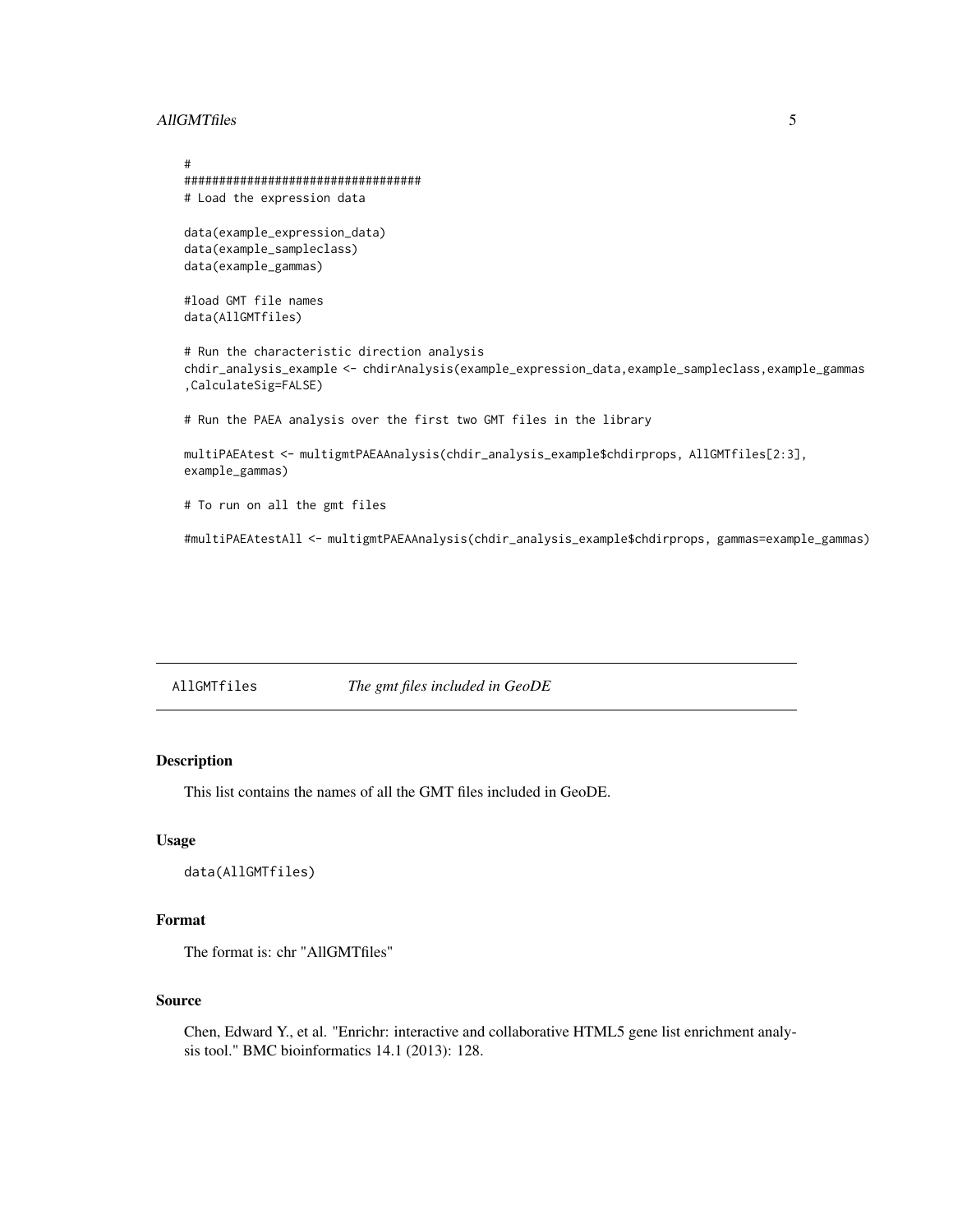```
#
##################################
# Load the expression data

data(example_expression_data)
data(example_sampleclass)
data(example_gammas)

#load GMT file names
data(AllGMTfiles)

# Run the characteristic direction analysis
chdir_analysis_example <- chdirAnalysis(example_expression_data,example_sampleclass,example_gammas
,CalculateSig=FALSE)

# Run the PAEA analysis over the first two GMT files in the library

multiPAEAtest <- multigmtPAEAAnalysis(chdir_analysis_example$chdirprops, AllGMTfiles[2:3],
example_gammas)

# To run on all the gmt files

#multiPAEAtestAll <- multigmtPAEAAnalysis(chdir_analysis_example$chdirprops, gammas=example_gammas)
```

---

`AllGMTfiles` *The gmt files included in GeoDE*

---

## Description

This list contains the names of all the GMT files included in GeoDE.

## Usage

```
data(AllGMTfiles)
```

## Format

The format is: chr "AllGMTfiles"

## Source

Chen, Edward Y., et al. "Enrichr: interactive and collaborative HTML5 gene list enrichment analysis tool." BMC bioinformatics 14.1 (2013): 128.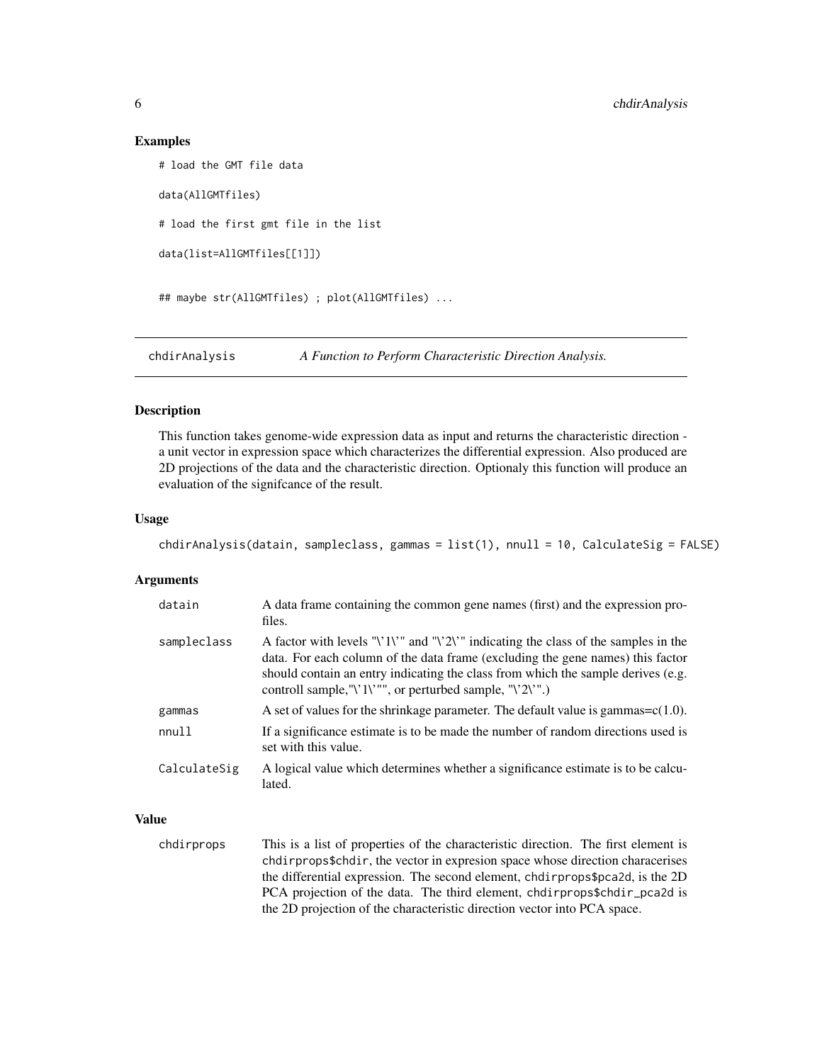## Examples

```
# load the GMT file data

data(AllGMTfiles)

# load the first gmt file in the list

data(list=AllGMTfiles[[1]])


## maybe str(AllGMTfiles) ; plot(AllGMTfiles) ...
```

---

chdirAnalysis — *A Function to Perform Characteristic Direction Analysis.*

---

## Description

This function takes genome-wide expression data as input and returns the characteristic direction - a unit vector in expression space which characterizes the differential expression. Also produced are 2D projections of the data and the characteristic direction. Optionaly this function will produce an evaluation of the signifcance of the result.

## Usage

```
chdirAnalysis(datain, sampleclass, gammas = list(1), nnull = 10, CalculateSig = FALSE)
```

## Arguments

| | |
|---|---|
| datain | A data frame containing the common gene names (first) and the expression profiles. |
| sampleclass | A factor with levels "\'1\'" and "\'2\'" indicating the class of the samples in the data. For each column of the data frame (excluding the gene names) this factor should contain an entry indicating the class from which the sample derives (e.g. controll sample,"\'1\'"", or perturbed sample, "\'2\'".) |
| gammas | A set of values for the shrinkage parameter. The default value is gammas=c(1.0). |
| nnull | If a significance estimate is to be made the number of random directions used is set with this value. |
| CalculateSig | A logical value which determines whether a significance estimate is to be calculated. |

## Value

| | |
|---|---|
| chdirprops | This is a list of properties of the characteristic direction. The first element is chdirprops$chdir, the vector in expresion space whose direction characerises the differential expression. The second element, chdirprops$pca2d, is the 2D PCA projection of the data. The third element, chdirprops$chdir_pca2d is the 2D projection of the characteristic direction vector into PCA space. |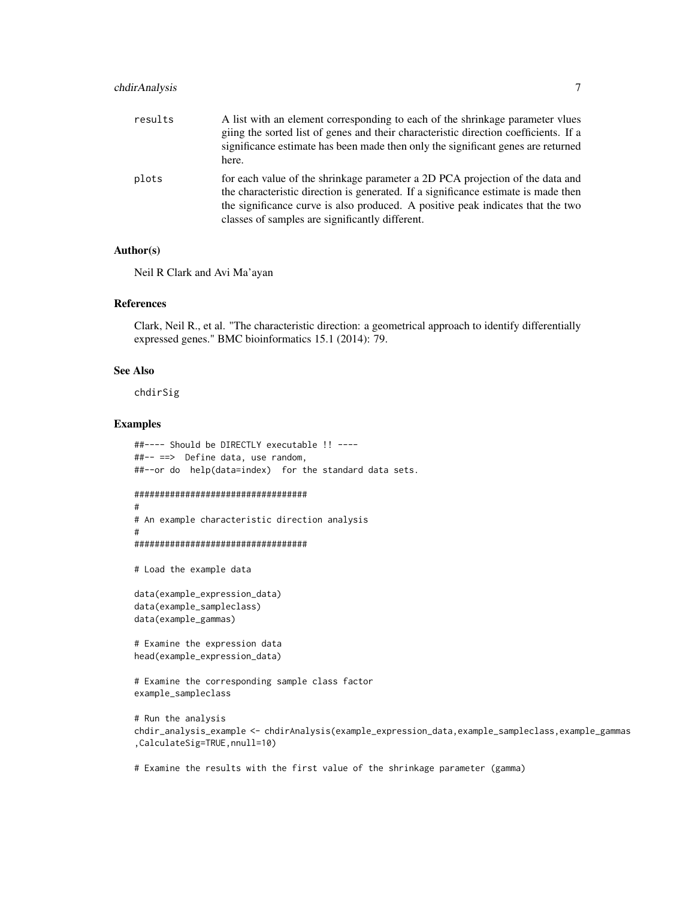results
: A list with an element corresponding to each of the shrinkage parameter vlues giing the sorted list of genes and their characteristic direction coefficients. If a significance estimate has been made then only the significant genes are returned here.

plots
: for each value of the shrinkage parameter a 2D PCA projection of the data and the characteristic direction is generated. If a significance estimate is made then the significance curve is also produced. A positive peak indicates that the two classes of samples are significantly different.

## Author(s)

Neil R Clark and Avi Ma'ayan

## References

Clark, Neil R., et al. "The characteristic direction: a geometrical approach to identify differentially expressed genes." BMC bioinformatics 15.1 (2014): 79.

## See Also

chdirSig

## Examples

```
##---- Should be DIRECTLY executable !! ----
##-- ==>  Define data, use random,
##--or do  help(data=index)  for the standard data sets.

##################################
#
# An example characteristic direction analysis
#
##################################

# Load the example data

data(example_expression_data)
data(example_sampleclass)
data(example_gammas)

# Examine the expression data
head(example_expression_data)

# Examine the corresponding sample class factor
example_sampleclass

# Run the analysis
chdir_analysis_example <- chdirAnalysis(example_expression_data,example_sampleclass,example_gammas
,CalculateSig=TRUE,nnull=10)

# Examine the results with the first value of the shrinkage parameter (gamma)
```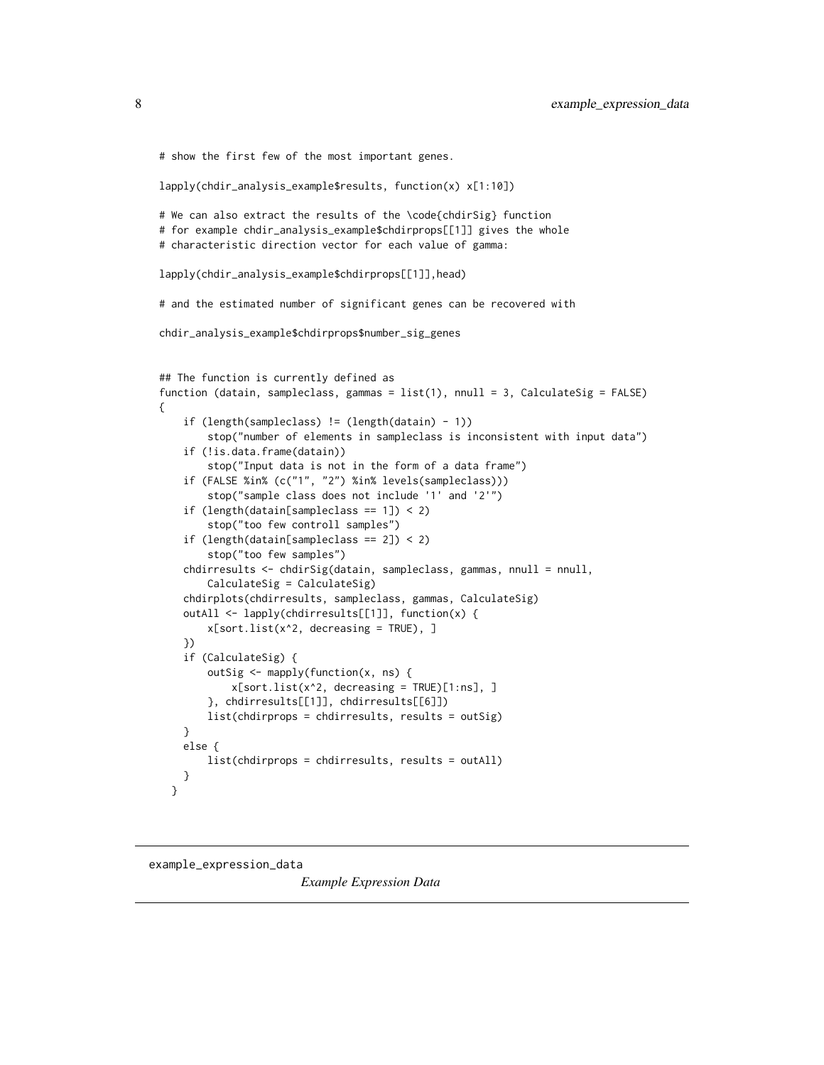```
# show the first few of the most important genes.

lapply(chdir_analysis_example$results, function(x) x[1:10])

# We can also extract the results of the \code{chdirSig} function
# for example chdir_analysis_example$chdirprops[[1]] gives the whole
# characteristic direction vector for each value of gamma:

lapply(chdir_analysis_example$chdirprops[[1]],head)

# and the estimated number of significant genes can be recovered with

chdir_analysis_example$chdirprops$number_sig_genes


## The function is currently defined as
function (datain, sampleclass, gammas = list(1), nnull = 3, CalculateSig = FALSE)
{
    if (length(sampleclass) != (length(datain) - 1))
        stop("number of elements in sampleclass is inconsistent with input data")
    if (!is.data.frame(datain))
        stop("Input data is not in the form of a data frame")
    if (FALSE %in% (c("1", "2") %in% levels(sampleclass)))
        stop("sample class does not include '1' and '2'")
    if (length(datain[sampleclass == 1]) < 2)
        stop("too few controll samples")
    if (length(datain[sampleclass == 2]) < 2)
        stop("too few samples")
    chdirresults <- chdirSig(datain, sampleclass, gammas, nnull = nnull,
        CalculateSig = CalculateSig)
    chdirplots(chdirresults, sampleclass, gammas, CalculateSig)
    outAll <- lapply(chdirresults[[1]], function(x) {
        x[sort.list(x^2, decreasing = TRUE), ]
    })
    if (CalculateSig) {
        outSig <- mapply(function(x, ns) {
            x[sort.list(x^2, decreasing = TRUE)[1:ns], ]
        }, chdirresults[[1]], chdirresults[[6]])
        list(chdirprops = chdirresults, results = outSig)
    }
    else {
        list(chdirprops = chdirresults, results = outAll)
    }
  }
```

---

## example_expression_data

*Example Expression Data*

---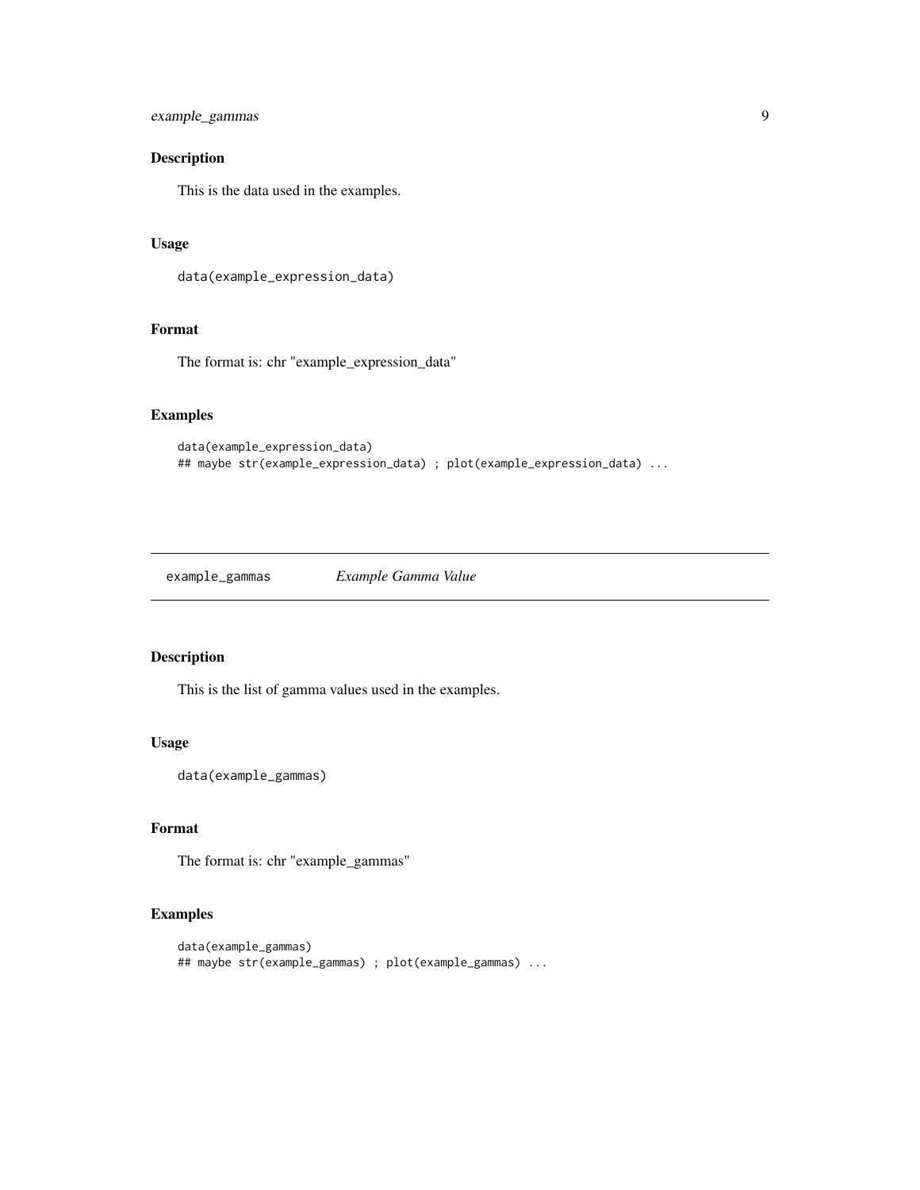### Description

This is the data used in the examples.

### Usage

```
data(example_expression_data)
```

### Format

The format is: chr "example_expression_data"

### Examples

```
data(example_expression_data)
## maybe str(example_expression_data) ; plot(example_expression_data) ...
```

---

## example_gammas *Example Gamma Value*

---

### Description

This is the list of gamma values used in the examples.

### Usage

```
data(example_gammas)
```

### Format

The format is: chr "example_gammas"

### Examples

```
data(example_gammas)
## maybe str(example_gammas) ; plot(example_gammas) ...
```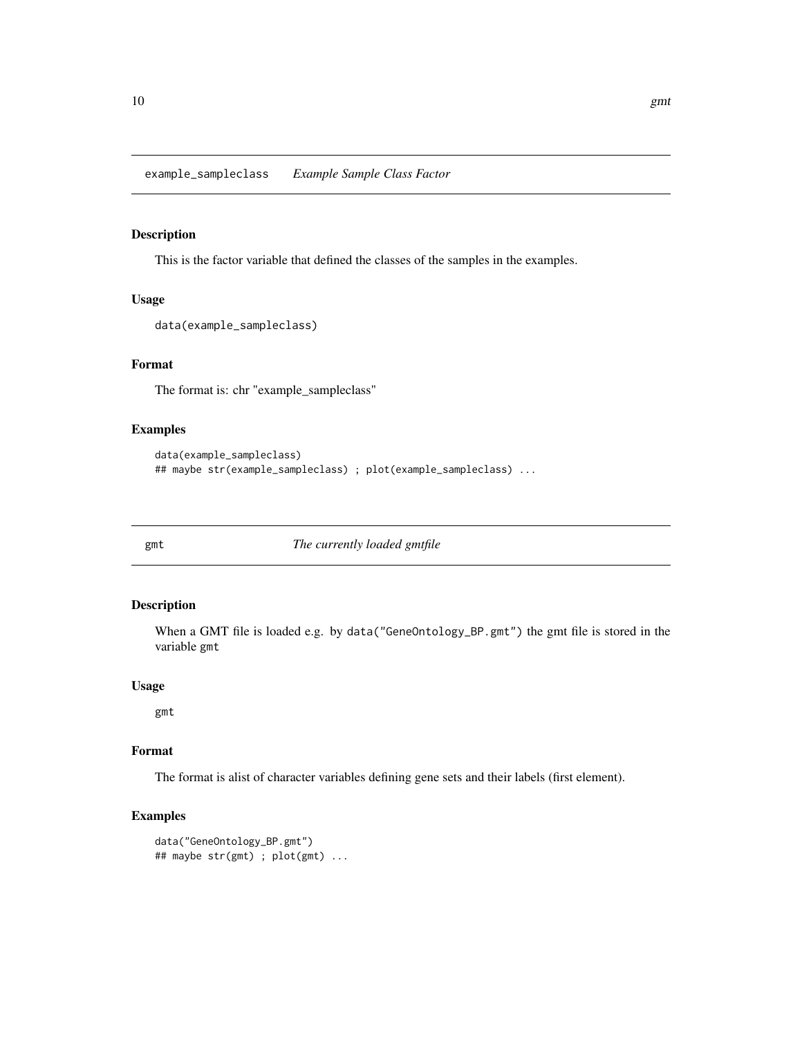## example_sampleclass *Example Sample Class Factor*

### Description

This is the factor variable that defined the classes of the samples in the examples.

### Usage

```
data(example_sampleclass)
```

### Format

The format is: chr "example_sampleclass"

### Examples

```
data(example_sampleclass)
## maybe str(example_sampleclass) ; plot(example_sampleclass) ...
```

## gmt *The currently loaded gmtfile*

### Description

When a GMT file is loaded e.g. by `data("GeneOntology_BP.gmt")` the gmt file is stored in the variable `gmt`

### Usage

```
gmt
```

### Format

The format is alist of character variables defining gene sets and their labels (first element).

### Examples

```
data("GeneOntology_BP.gmt")
## maybe str(gmt) ; plot(gmt) ...
```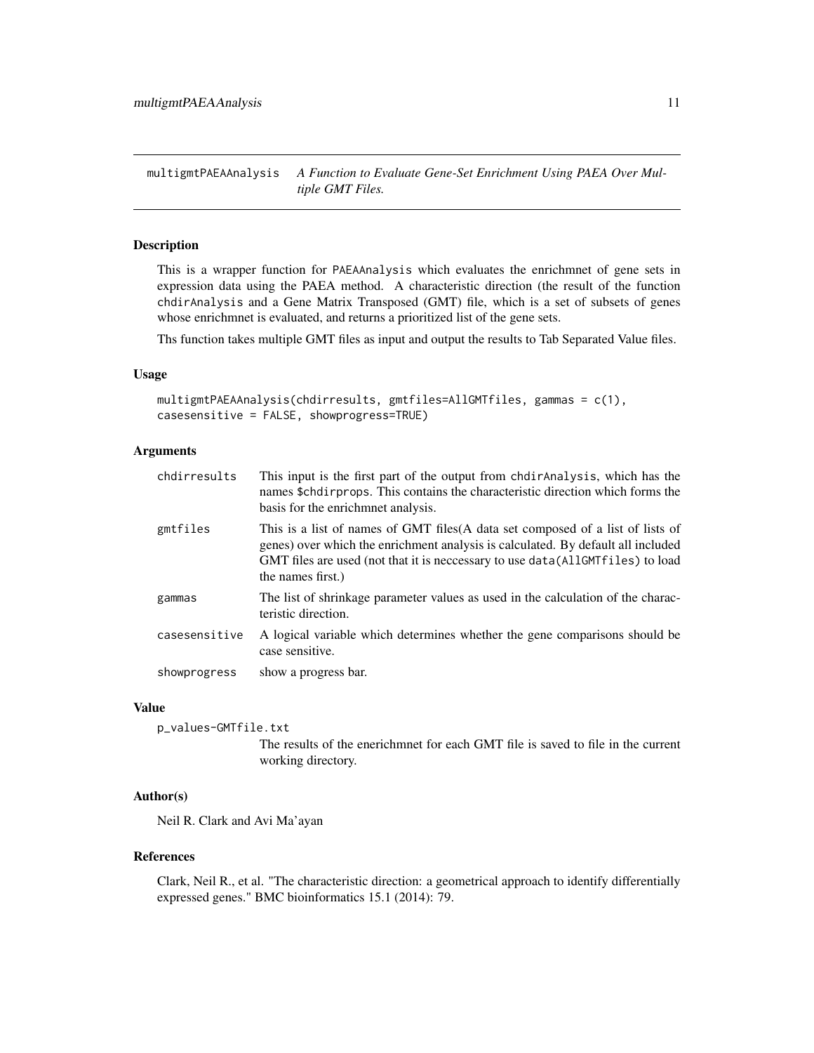multigmtPAEAAnalysis *A Function to Evaluate Gene-Set Enrichment Using PAEA Over Multiple GMT Files.*

## Description

This is a wrapper function for PAEAAnalysis which evaluates the enrichmnet of gene sets in expression data using the PAEA method. A characteristic direction (the result of the function chdirAnalysis and a Gene Matrix Transposed (GMT) file, which is a set of subsets of genes whose enrichmnet is evaluated, and returns a prioritized list of the gene sets.

Ths function takes multiple GMT files as input and output the results to Tab Separated Value files.

## Usage

```
multigmtPAEAAnalysis(chdirresults, gmtfiles=AllGMTfiles, gammas = c(1),
casesensitive = FALSE, showprogress=TRUE)
```

## Arguments

| | |
|---|---|
| chdirresults | This input is the first part of the output from chdirAnalysis, which has the names $chdirprops. This contains the characteristic direction which forms the basis for the enrichmnet analysis. |
| gmtfiles | This is a list of names of GMT files(A data set composed of a list of lists of genes) over which the enrichment analysis is calculated. By default all included GMT files are used (not that it is neccessary to use data(AllGMTfiles) to load the names first.) |
| gammas | The list of shrinkage parameter values as used in the calculation of the characteristic direction. |
| casesensitive | A logical variable which determines whether the gene comparisons should be case sensitive. |
| showprogress | show a progress bar. |

## Value

p_values-GMTfile.txt
: The results of the enerichmnet for each GMT file is saved to file in the current working directory.

## Author(s)

Neil R. Clark and Avi Ma'ayan

## References

Clark, Neil R., et al. "The characteristic direction: a geometrical approach to identify differentially expressed genes." BMC bioinformatics 15.1 (2014): 79.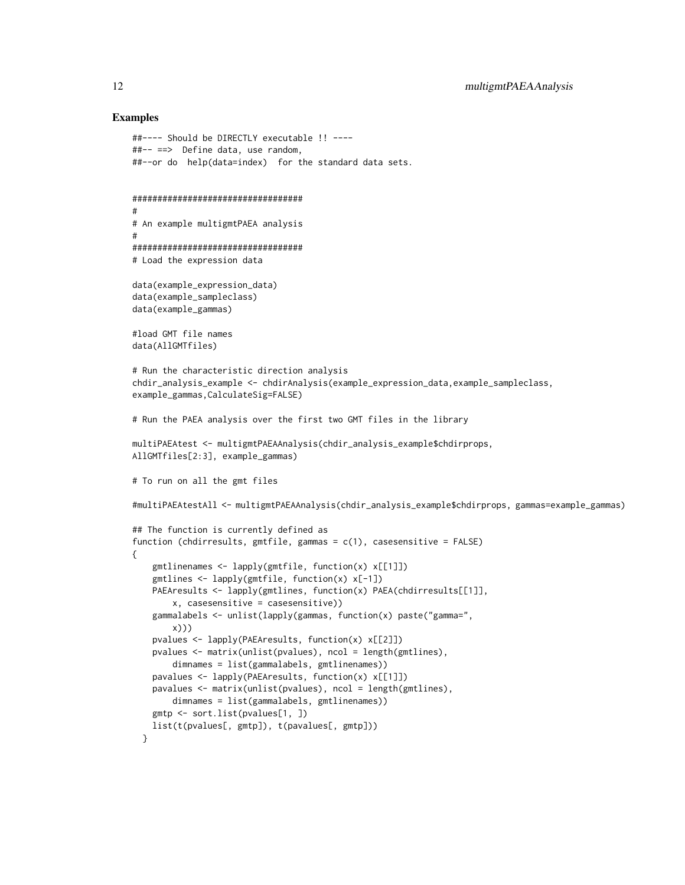### Examples

```
##---- Should be DIRECTLY executable !! ----
##-- ==>  Define data, use random,
##--or do  help(data=index)  for the standard data sets.


##################################
#
# An example multigmtPAEA analysis
#
##################################
# Load the expression data

data(example_expression_data)
data(example_sampleclass)
data(example_gammas)

#load GMT file names
data(AllGMTfiles)

# Run the characteristic direction analysis
chdir_analysis_example <- chdirAnalysis(example_expression_data,example_sampleclass,
example_gammas,CalculateSig=FALSE)

# Run the PAEA analysis over the first two GMT files in the library

multiPAEAtest <- multigmtPAEAAnalysis(chdir_analysis_example$chdirprops,
AllGMTfiles[2:3], example_gammas)

# To run on all the gmt files

#multiPAEAtestAll <- multigmtPAEAAnalysis(chdir_analysis_example$chdirprops, gammas=example_gammas)

## The function is currently defined as
function (chdirresults, gmtfile, gammas = c(1), casesensitive = FALSE)
{
    gmtlinenames <- lapply(gmtfile, function(x) x[[1]])
    gmtlines <- lapply(gmtfile, function(x) x[-1])
    PAEAresults <- lapply(gmtlines, function(x) PAEA(chdirresults[[1]],
        x, casesensitive = casesensitive))
    gammalabels <- unlist(lapply(gammas, function(x) paste("gamma=",
        x)))
    pvalues <- lapply(PAEAresults, function(x) x[[2]])
    pvalues <- matrix(unlist(pvalues), ncol = length(gmtlines),
        dimnames = list(gammalabels, gmtlinenames))
    pavalues <- lapply(PAEAresults, function(x) x[[1]])
    pavalues <- matrix(unlist(pvalues), ncol = length(gmtlines),
        dimnames = list(gammalabels, gmtlinenames))
    gmtp <- sort.list(pvalues[1, ])
    list(t(pvalues[, gmtp]), t(pavalues[, gmtp]))
  }
```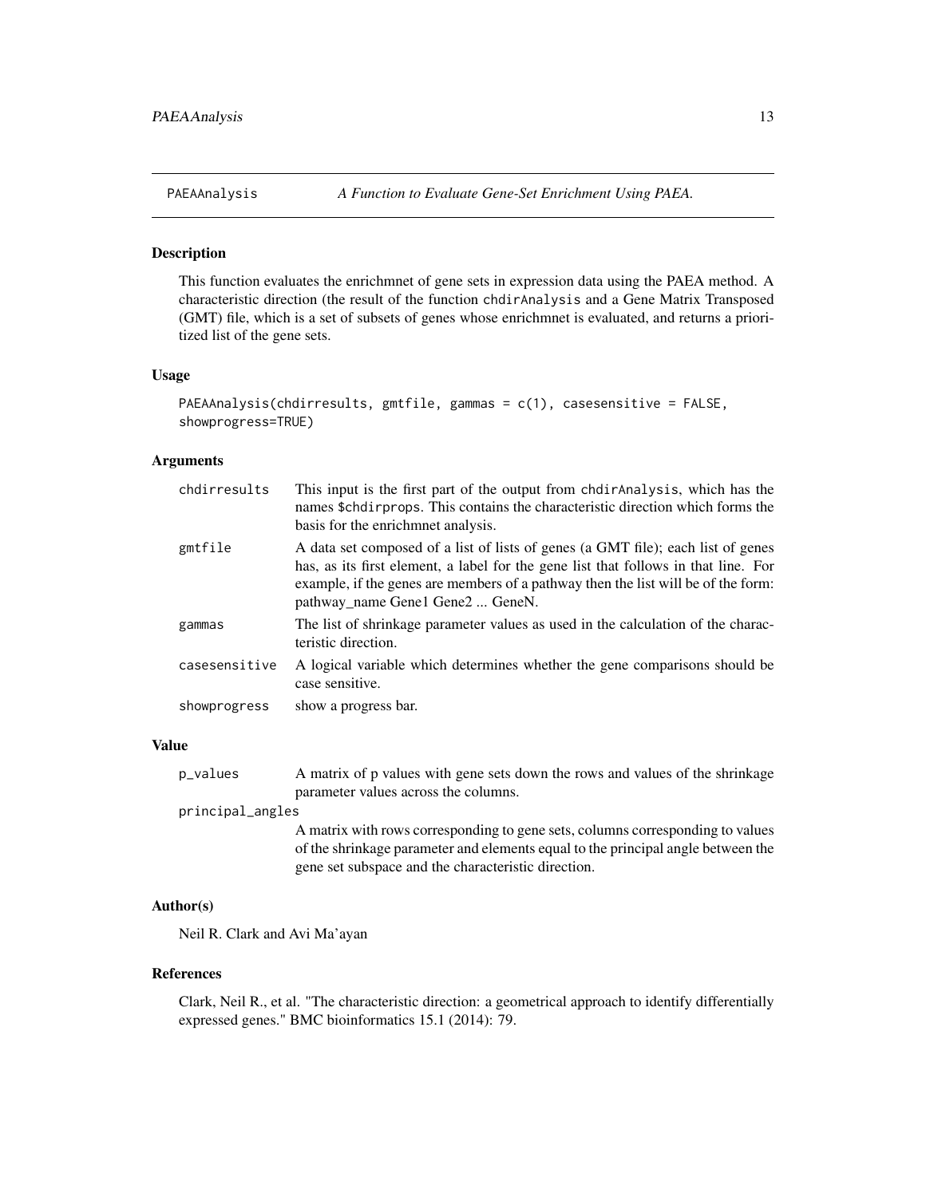PAEAAnalysis *A Function to Evaluate Gene-Set Enrichment Using PAEA.*

### Description

This function evaluates the enrichmnet of gene sets in expression data using the PAEA method. A characteristic direction (the result of the function `chdirAnalysis` and a Gene Matrix Transposed (GMT) file, which is a set of subsets of genes whose enrichmnet is evaluated, and returns a prioritized list of the gene sets.

### Usage

```
PAEAAnalysis(chdirresults, gmtfile, gammas = c(1), casesensitive = FALSE,
showprogress=TRUE)
```

### Arguments

| | |
|---|---|
| `chdirresults` | This input is the first part of the output from `chdirAnalysis`, which has the names `$chdirprops`. This contains the characteristic direction which forms the basis for the enrichmnet analysis. |
| `gmtfile` | A data set composed of a list of lists of genes (a GMT file); each list of genes has, as its first element, a label for the gene list that follows in that line. For example, if the genes are members of a pathway then the list will be of the form: pathway_name Gene1 Gene2 ... GeneN. |
| `gammas` | The list of shrinkage parameter values as used in the calculation of the characteristic direction. |
| `casesensitive` | A logical variable which determines whether the gene comparisons should be case sensitive. |
| `showprogress` | show a progress bar. |

### Value

| | |
|---|---|
| `p_values` | A matrix of p values with gene sets down the rows and values of the shrinkage parameter values across the columns. |
| `principal_angles` | A matrix with rows corresponding to gene sets, columns corresponding to values of the shrinkage parameter and elements equal to the principal angle between the gene set subspace and the characteristic direction. |

### Author(s)

Neil R. Clark and Avi Ma'ayan

### References

Clark, Neil R., et al. "The characteristic direction: a geometrical approach to identify differentially expressed genes." BMC bioinformatics 15.1 (2014): 79.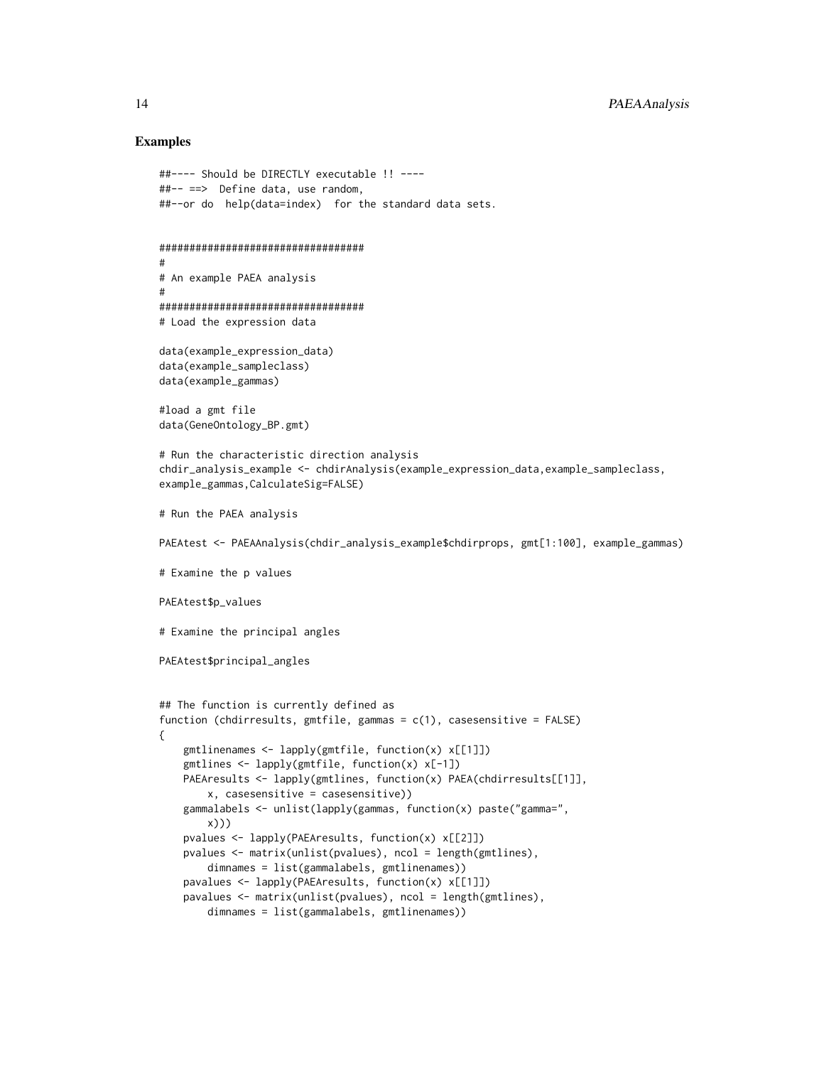## Examples

```
##---- Should be DIRECTLY executable !! ----
##-- ==>  Define data, use random,
##--or do  help(data=index)  for the standard data sets.


##################################
#
# An example PAEA analysis
#
##################################
# Load the expression data

data(example_expression_data)
data(example_sampleclass)
data(example_gammas)

#load a gmt file
data(GeneOntology_BP.gmt)

# Run the characteristic direction analysis
chdir_analysis_example <- chdirAnalysis(example_expression_data,example_sampleclass,
example_gammas,CalculateSig=FALSE)

# Run the PAEA analysis

PAEAtest <- PAEAAnalysis(chdir_analysis_example$chdirprops, gmt[1:100], example_gammas)

# Examine the p values

PAEAtest$p_values

# Examine the principal angles

PAEAtest$principal_angles


## The function is currently defined as
function (chdirresults, gmtfile, gammas = c(1), casesensitive = FALSE)
{
    gmtlinenames <- lapply(gmtfile, function(x) x[[1]])
    gmtlines <- lapply(gmtfile, function(x) x[-1])
    PAEAresults <- lapply(gmtlines, function(x) PAEA(chdirresults[[1]],
        x, casesensitive = casesensitive))
    gammalabels <- unlist(lapply(gammas, function(x) paste("gamma=",
        x)))
    pvalues <- lapply(PAEAresults, function(x) x[[2]])
    pvalues <- matrix(unlist(pvalues), ncol = length(gmtlines),
        dimnames = list(gammalabels, gmtlinenames))
    pavalues <- lapply(PAEAresults, function(x) x[[1]])
    pavalues <- matrix(unlist(pvalues), ncol = length(gmtlines),
        dimnames = list(gammalabels, gmtlinenames))
```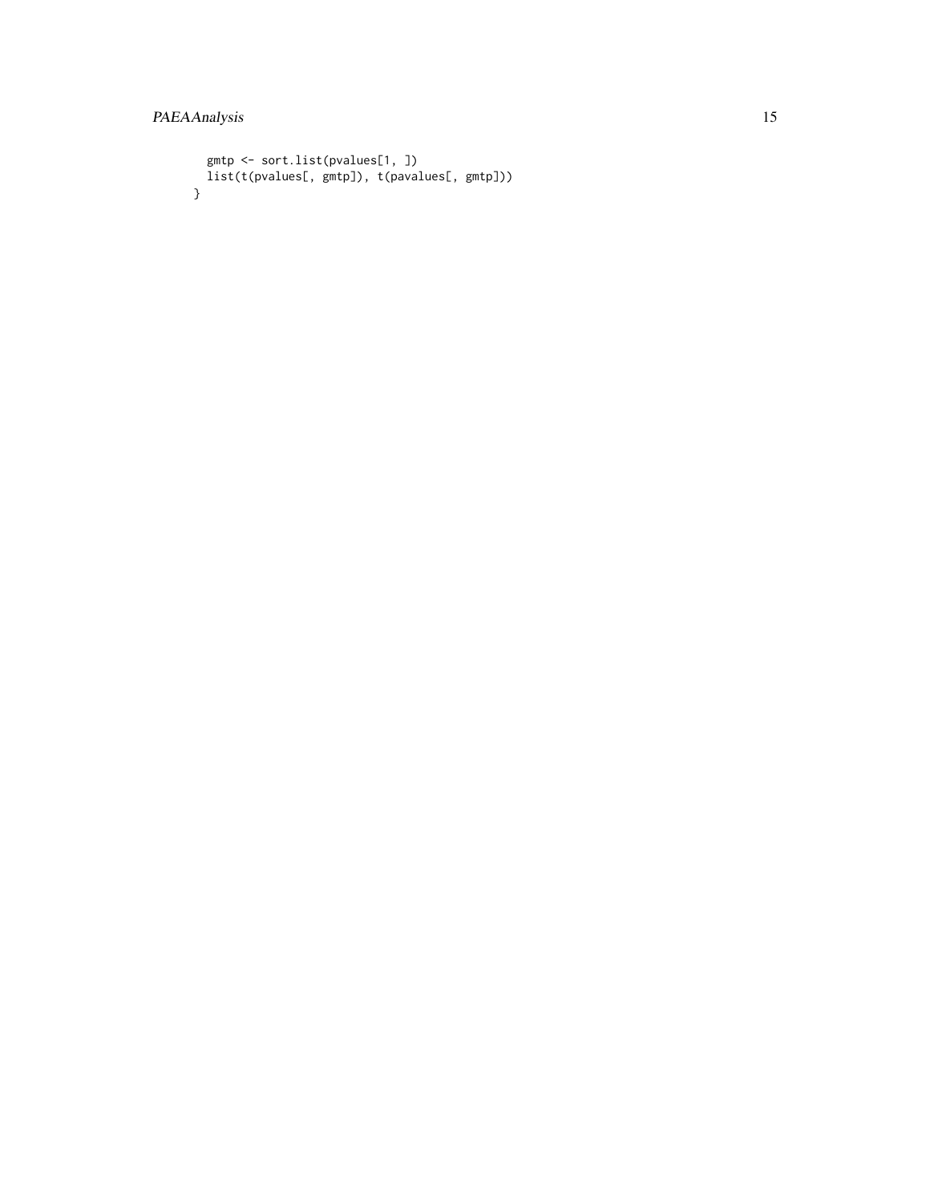```
  gmtp <- sort.list(pvalues[1, ])
  list(t(pvalues[, gmtp]), t(pavalues[, gmtp]))
}
```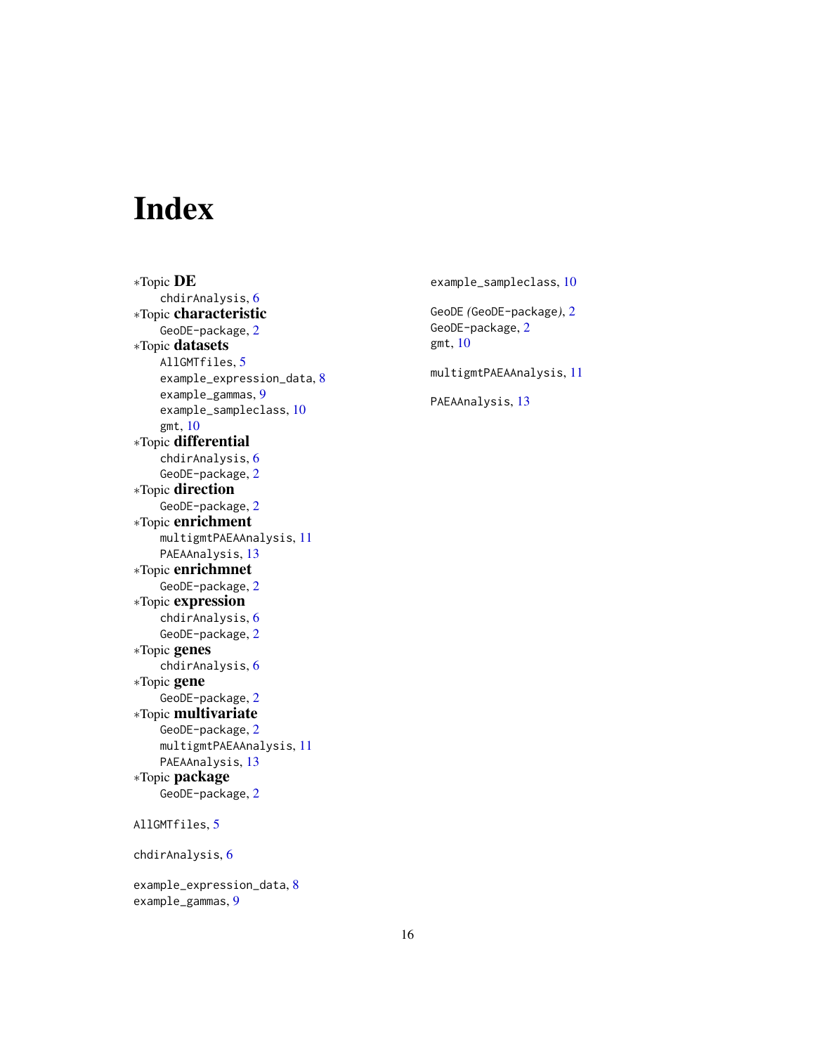# Index

∗Topic **DE**
- chdirAnalysis, 6

∗Topic **characteristic**
- GeoDE-package, 2

∗Topic **datasets**
- AllGMTfiles, 5
- example_expression_data, 8
- example_gammas, 9
- example_sampleclass, 10
- gmt, 10

∗Topic **differential**
- chdirAnalysis, 6
- GeoDE-package, 2

∗Topic **direction**
- GeoDE-package, 2

∗Topic **enrichment**
- multigmtPAEAAnalysis, 11
- PAEAAnalysis, 13

∗Topic **enrichmnet**
- GeoDE-package, 2

∗Topic **expression**
- chdirAnalysis, 6
- GeoDE-package, 2

∗Topic **genes**
- chdirAnalysis, 6

∗Topic **gene**
- GeoDE-package, 2

∗Topic **multivariate**
- GeoDE-package, 2
- multigmtPAEAAnalysis, 11
- PAEAAnalysis, 13

∗Topic **package**
- GeoDE-package, 2

AllGMTfiles, 5

chdirAnalysis, 6

example_expression_data, 8
example_gammas, 9
example_sampleclass, 10

GeoDE *(GeoDE-package)*, 2
GeoDE-package, 2
gmt, 10

multigmtPAEAAnalysis, 11

PAEAAnalysis, 13